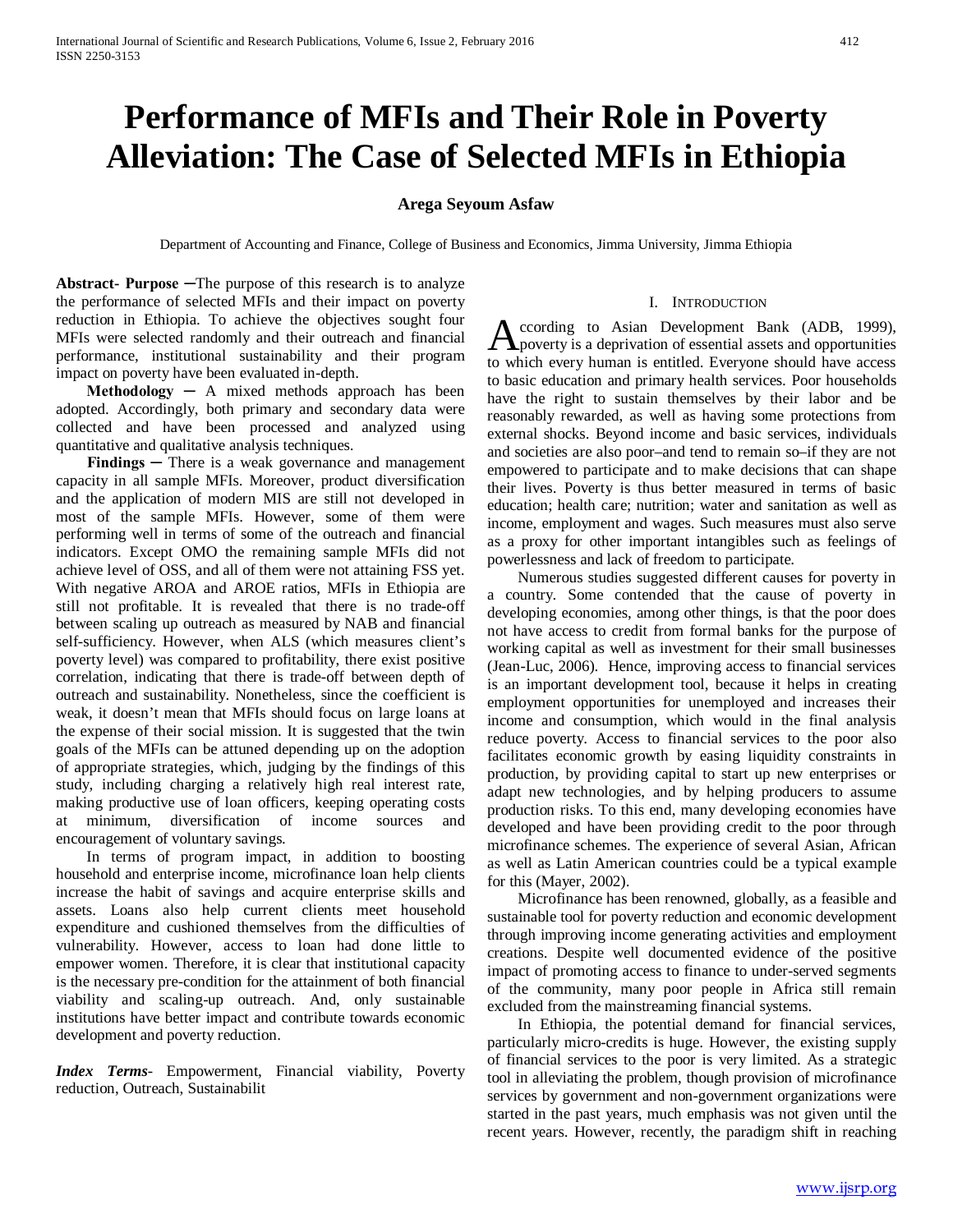# Performance of MFIs and Their Role in Poverty Alleviation: The Case of Selected MFIs in Ethiopia

**Arega Seyoum Asfaw**

Department of Accounting and Finance, College of Business and Economics, Jimma University, Jimma Ethiopia

**Abstract- Purpose** ─The purpose of this research is to analyze the performance of selected MFIs and their impact on poverty reduction in Ethiopia. To achieve the objectives sought four MFIs were selected randomly and their outreach and financial performance, institutional sustainability and their program impact on poverty have been evaluated in-depth.

**Methodology** ─ A mixed methods approach has been adopted. Accordingly, both primary and secondary data were collected and have been processed and analyzed using quantitative and qualitative analysis techniques.

**Findings** ─ There is a weak governance and management capacity in all sample MFIs. Moreover, product diversification and the application of modern MIS are still not developed in most of the sample MFIs. However, some of them were performing well in terms of some of the outreach and financial indicators. Except OMO the remaining sample MFIs did not achieve level of OSS, and all of them were not attaining FSS yet. With negative AROA and AROE ratios, MFIs in Ethiopia are still not profitable. It is revealed that there is no trade-off between scaling up outreach as measured by NAB and financial self-sufficiency. However, when ALS (which measures client's poverty level) was compared to profitability, there exist positive correlation, indicating that there is trade-off between depth of outreach and sustainability. Nonetheless, since the coefficient is weak, it doesn't mean that MFIs should focus on large loans at the expense of their social mission. It is suggested that the twin goals of the MFIs can be attuned depending up on the adoption of appropriate strategies, which, judging by the findings of this study, including charging a relatively high real interest rate, making productive use of loan officers, keeping operating costs at minimum, diversification of income sources and encouragement of voluntary savings.

In terms of program impact, in addition to boosting household and enterprise income, microfinance loan help clients increase the habit of savings and acquire enterprise skills and assets. Loans also help current clients meet household expenditure and cushioned themselves from the difficulties of vulnerability. However, access to loan had done little to empower women. Therefore, it is clear that institutional capacity is the necessary pre-condition for the attainment of both financial viability and scaling-up outreach. And, only sustainable institutions have better impact and contribute towards economic development and poverty reduction.

***Index Terms***- Empowerment, Financial viability, Poverty reduction, Outreach, Sustainabilit

## I. Introduction

According to Asian Development Bank (ADB, 1999), poverty is a deprivation of essential assets and opportunities to which every human is entitled. Everyone should have access to basic education and primary health services. Poor households have the right to sustain themselves by their labor and be reasonably rewarded, as well as having some protections from external shocks. Beyond income and basic services, individuals and societies are also poor–and tend to remain so–if they are not empowered to participate and to make decisions that can shape their lives. Poverty is thus better measured in terms of basic education; health care; nutrition; water and sanitation as well as income, employment and wages. Such measures must also serve as a proxy for other important intangibles such as feelings of powerlessness and lack of freedom to participate.

Numerous studies suggested different causes for poverty in a country. Some contended that the cause of poverty in developing economies, among other things, is that the poor does not have access to credit from formal banks for the purpose of working capital as well as investment for their small businesses (Jean-Luc, 2006). Hence, improving access to financial services is an important development tool, because it helps in creating employment opportunities for unemployed and increases their income and consumption, which would in the final analysis reduce poverty. Access to financial services to the poor also facilitates economic growth by easing liquidity constraints in production, by providing capital to start up new enterprises or adapt new technologies, and by helping producers to assume production risks. To this end, many developing economies have developed and have been providing credit to the poor through microfinance schemes. The experience of several Asian, African as well as Latin American countries could be a typical example for this (Mayer, 2002).

Microfinance has been renowned, globally, as a feasible and sustainable tool for poverty reduction and economic development through improving income generating activities and employment creations. Despite well documented evidence of the positive impact of promoting access to finance to under-served segments of the community, many poor people in Africa still remain excluded from the mainstreaming financial systems.

In Ethiopia, the potential demand for financial services, particularly micro-credits is huge. However, the existing supply of financial services to the poor is very limited. As a strategic tool in alleviating the problem, though provision of microfinance services by government and non-government organizations were started in the past years, much emphasis was not given until the recent years. However, recently, the paradigm shift in reaching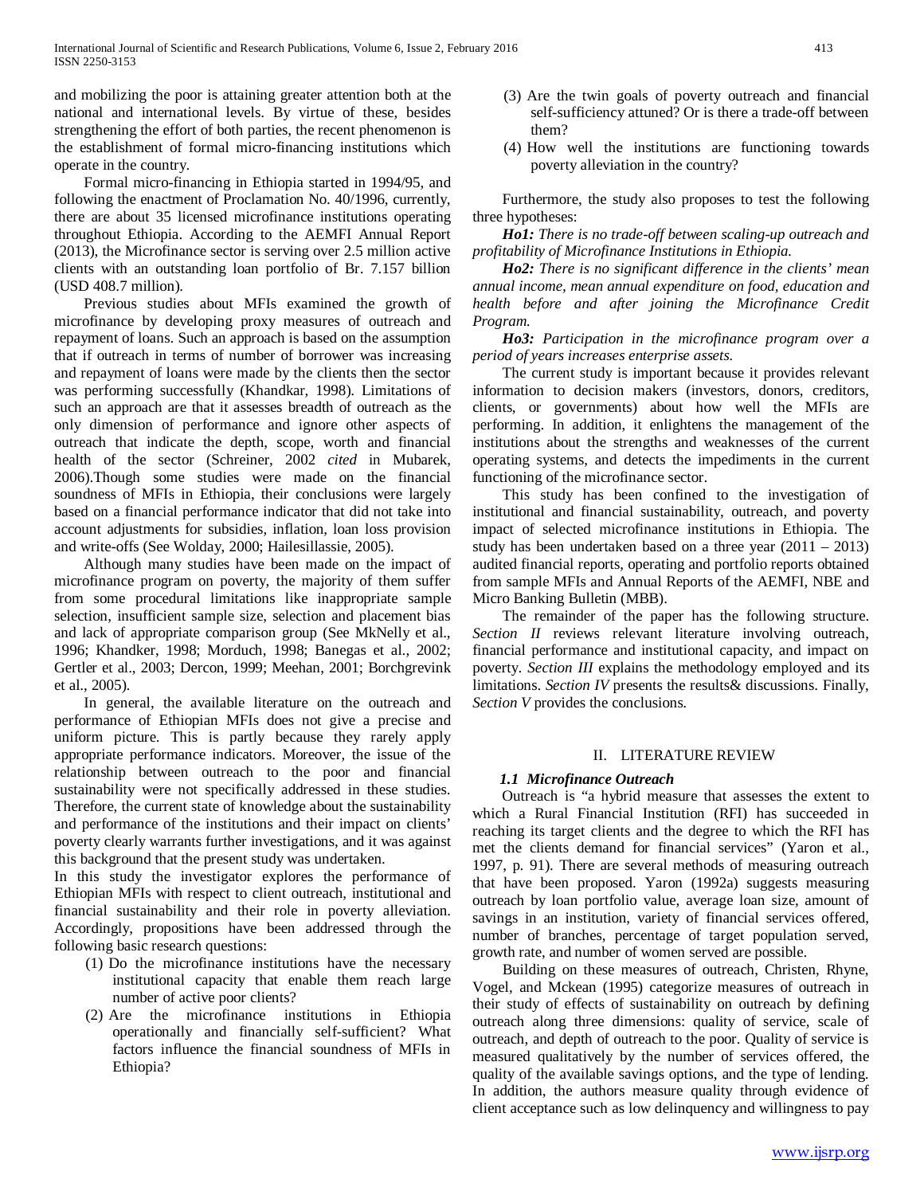and mobilizing the poor is attaining greater attention both at the national and international levels. By virtue of these, besides strengthening the effort of both parties, the recent phenomenon is the establishment of formal micro-financing institutions which operate in the country.

Formal micro-financing in Ethiopia started in 1994/95, and following the enactment of Proclamation No. 40/1996, currently, there are about 35 licensed microfinance institutions operating throughout Ethiopia. According to the AEMFI Annual Report (2013), the Microfinance sector is serving over 2.5 million active clients with an outstanding loan portfolio of Br. 7.157 billion (USD 408.7 million).

Previous studies about MFIs examined the growth of microfinance by developing proxy measures of outreach and repayment of loans. Such an approach is based on the assumption that if outreach in terms of number of borrower was increasing and repayment of loans were made by the clients then the sector was performing successfully (Khandkar, 1998). Limitations of such an approach are that it assesses breadth of outreach as the only dimension of performance and ignore other aspects of outreach that indicate the depth, scope, worth and financial health of the sector (Schreiner, 2002 *cited* in Mubarek, 2006).Though some studies were made on the financial soundness of MFIs in Ethiopia, their conclusions were largely based on a financial performance indicator that did not take into account adjustments for subsidies, inflation, loan loss provision and write-offs (See Wolday, 2000; Hailesillassie, 2005).

Although many studies have been made on the impact of microfinance program on poverty, the majority of them suffer from some procedural limitations like inappropriate sample selection, insufficient sample size, selection and placement bias and lack of appropriate comparison group (See MkNelly et al., 1996; Khandker, 1998; Morduch, 1998; Banegas et al., 2002; Gertler et al., 2003; Dercon, 1999; Meehan, 2001; Borchgrevink et al., 2005).

In general, the available literature on the outreach and performance of Ethiopian MFIs does not give a precise and uniform picture. This is partly because they rarely apply appropriate performance indicators. Moreover, the issue of the relationship between outreach to the poor and financial sustainability were not specifically addressed in these studies. Therefore, the current state of knowledge about the sustainability and performance of the institutions and their impact on clients' poverty clearly warrants further investigations, and it was against this background that the present study was undertaken.

In this study the investigator explores the performance of Ethiopian MFIs with respect to client outreach, institutional and financial sustainability and their role in poverty alleviation. Accordingly, propositions have been addressed through the following basic research questions:

(1) Do the microfinance institutions have the necessary institutional capacity that enable them reach large number of active poor clients?
(2) Are the microfinance institutions in Ethiopia operationally and financially self-sufficient? What factors influence the financial soundness of MFIs in Ethiopia?
(3) Are the twin goals of poverty outreach and financial self-sufficiency attuned? Or is there a trade-off between them?
(4) How well the institutions are functioning towards poverty alleviation in the country?

Furthermore, the study also proposes to test the following three hypotheses:

***Ho1:*** *There is no trade-off between scaling-up outreach and profitability of Microfinance Institutions in Ethiopia.*

***Ho2:*** *There is no significant difference in the clients' mean annual income, mean annual expenditure on food, education and health before and after joining the Microfinance Credit Program.*

***Ho3:*** *Participation in the microfinance program over a period of years increases enterprise assets.*

The current study is important because it provides relevant information to decision makers (investors, donors, creditors, clients, or governments) about how well the MFIs are performing. In addition, it enlightens the management of the institutions about the strengths and weaknesses of the current operating systems, and detects the impediments in the current functioning of the microfinance sector.

This study has been confined to the investigation of institutional and financial sustainability, outreach, and poverty impact of selected microfinance institutions in Ethiopia. The study has been undertaken based on a three year (2011 – 2013) audited financial reports, operating and portfolio reports obtained from sample MFIs and Annual Reports of the AEMFI, NBE and Micro Banking Bulletin (MBB).

The remainder of the paper has the following structure. *Section II* reviews relevant literature involving outreach, financial performance and institutional capacity, and impact on poverty. *Section III* explains the methodology employed and its limitations. *Section IV* presents the results& discussions. Finally, *Section V* provides the conclusions.

## II. LITERATURE REVIEW

### *1.1 Microfinance Outreach*

Outreach is "a hybrid measure that assesses the extent to which a Rural Financial Institution (RFI) has succeeded in reaching its target clients and the degree to which the RFI has met the clients demand for financial services" (Yaron et al., 1997, p. 91). There are several methods of measuring outreach that have been proposed. Yaron (1992a) suggests measuring outreach by loan portfolio value, average loan size, amount of savings in an institution, variety of financial services offered, number of branches, percentage of target population served, growth rate, and number of women served are possible.

Building on these measures of outreach, Christen, Rhyne, Vogel, and Mckean (1995) categorize measures of outreach in their study of effects of sustainability on outreach by defining outreach along three dimensions: quality of service, scale of outreach, and depth of outreach to the poor. Quality of service is measured qualitatively by the number of services offered, the quality of the available savings options, and the type of lending. In addition, the authors measure quality through evidence of client acceptance such as low delinquency and willingness to pay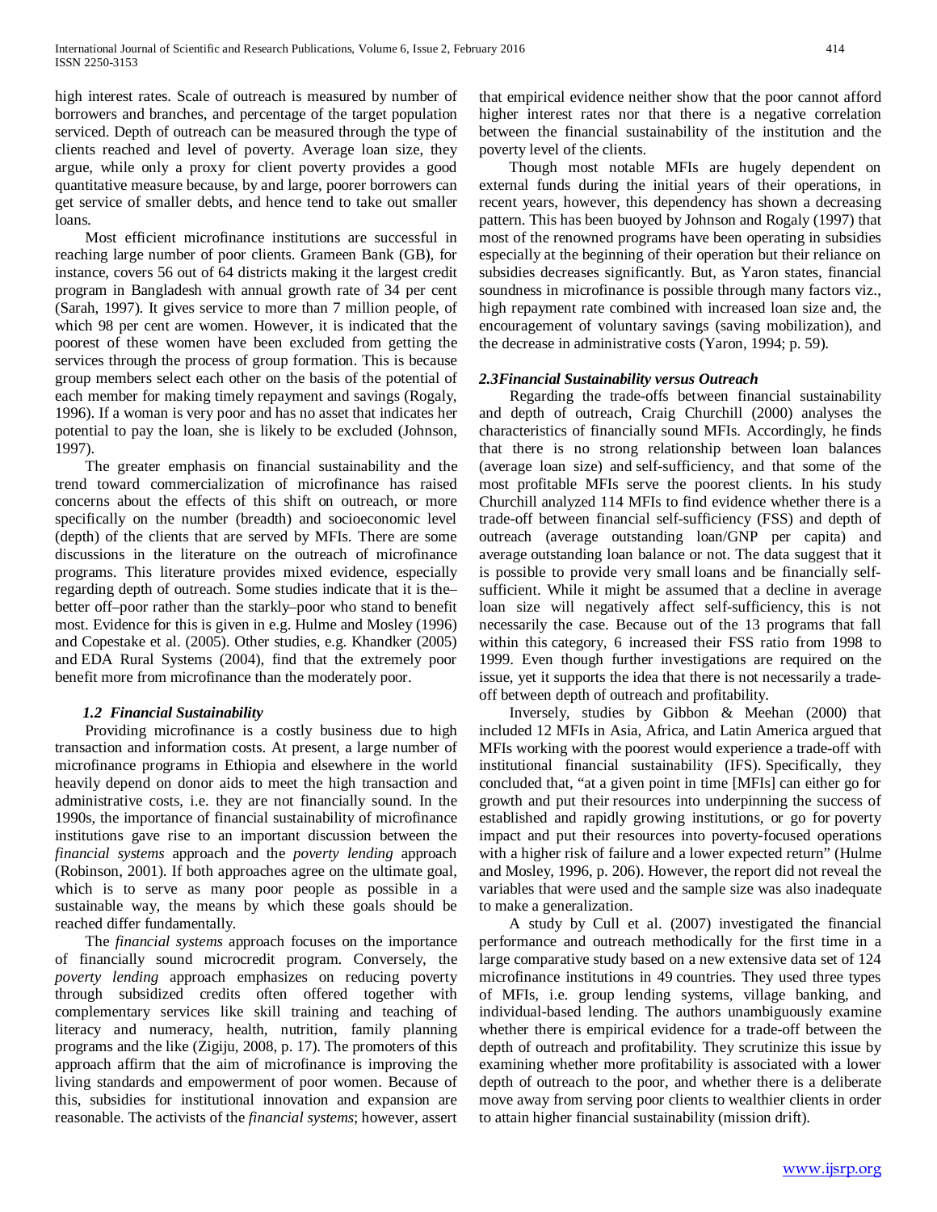high interest rates. Scale of outreach is measured by number of borrowers and branches, and percentage of the target population serviced. Depth of outreach can be measured through the type of clients reached and level of poverty. Average loan size, they argue, while only a proxy for client poverty provides a good quantitative measure because, by and large, poorer borrowers can get service of smaller debts, and hence tend to take out smaller loans.

Most efficient microfinance institutions are successful in reaching large number of poor clients. Grameen Bank (GB), for instance, covers 56 out of 64 districts making it the largest credit program in Bangladesh with annual growth rate of 34 per cent (Sarah, 1997). It gives service to more than 7 million people, of which 98 per cent are women. However, it is indicated that the poorest of these women have been excluded from getting the services through the process of group formation. This is because group members select each other on the basis of the potential of each member for making timely repayment and savings (Rogaly, 1996). If a woman is very poor and has no asset that indicates her potential to pay the loan, she is likely to be excluded (Johnson, 1997).

The greater emphasis on financial sustainability and the trend toward commercialization of microfinance has raised concerns about the effects of this shift on outreach, or more specifically on the number (breadth) and socioeconomic level (depth) of the clients that are served by MFIs. There are some discussions in the literature on the outreach of microfinance programs. This literature provides mixed evidence, especially regarding depth of outreach. Some studies indicate that it is the–better off–poor rather than the starkly–poor who stand to benefit most. Evidence for this is given in e.g. Hulme and Mosley (1996) and Copestake et al. (2005). Other studies, e.g. Khandker (2005) and EDA Rural Systems (2004), find that the extremely poor benefit more from microfinance than the moderately poor.

### *1.2 Financial Sustainability*

Providing microfinance is a costly business due to high transaction and information costs. At present, a large number of microfinance programs in Ethiopia and elsewhere in the world heavily depend on donor aids to meet the high transaction and administrative costs, i.e. they are not financially sound. In the 1990s, the importance of financial sustainability of microfinance institutions gave rise to an important discussion between the *financial systems* approach and the *poverty lending* approach (Robinson, 2001). If both approaches agree on the ultimate goal, which is to serve as many poor people as possible in a sustainable way, the means by which these goals should be reached differ fundamentally.

The *financial systems* approach focuses on the importance of financially sound microcredit program. Conversely, the *poverty lending* approach emphasizes on reducing poverty through subsidized credits often offered together with complementary services like skill training and teaching of literacy and numeracy, health, nutrition, family planning programs and the like (Zigiju, 2008, p. 17). The promoters of this approach affirm that the aim of microfinance is improving the living standards and empowerment of poor women. Because of this, subsidies for institutional innovation and expansion are reasonable. The activists of the *financial systems*; however, assert that empirical evidence neither show that the poor cannot afford higher interest rates nor that there is a negative correlation between the financial sustainability of the institution and the poverty level of the clients.

Though most notable MFIs are hugely dependent on external funds during the initial years of their operations, in recent years, however, this dependency has shown a decreasing pattern. This has been buoyed by Johnson and Rogaly (1997) that most of the renowned programs have been operating in subsidies especially at the beginning of their operation but their reliance on subsidies decreases significantly. But, as Yaron states, financial soundness in microfinance is possible through many factors viz., high repayment rate combined with increased loan size and, the encouragement of voluntary savings (saving mobilization), and the decrease in administrative costs (Yaron, 1994; p. 59).

### *2.3Financial Sustainability versus Outreach*

Regarding the trade-offs between financial sustainability and depth of outreach, Craig Churchill (2000) analyses the characteristics of financially sound MFIs. Accordingly, he finds that there is no strong relationship between loan balances (average loan size) and self-sufficiency, and that some of the most profitable MFIs serve the poorest clients. In his study Churchill analyzed 114 MFIs to find evidence whether there is a trade-off between financial self-sufficiency (FSS) and depth of outreach (average outstanding loan/GNP per capita) and average outstanding loan balance or not. The data suggest that it is possible to provide very small loans and be financially self-sufficient. While it might be assumed that a decline in average loan size will negatively affect self-sufficiency, this is not necessarily the case. Because out of the 13 programs that fall within this category, 6 increased their FSS ratio from 1998 to 1999. Even though further investigations are required on the issue, yet it supports the idea that there is not necessarily a trade-off between depth of outreach and profitability.

Inversely, studies by Gibbon & Meehan (2000) that included 12 MFIs in Asia, Africa, and Latin America argued that MFIs working with the poorest would experience a trade-off with institutional financial sustainability (IFS). Specifically, they concluded that, "at a given point in time [MFIs] can either go for growth and put their resources into underpinning the success of established and rapidly growing institutions, or go for poverty impact and put their resources into poverty-focused operations with a higher risk of failure and a lower expected return" (Hulme and Mosley, 1996, p. 206). However, the report did not reveal the variables that were used and the sample size was also inadequate to make a generalization.

A study by Cull et al. (2007) investigated the financial performance and outreach methodically for the first time in a large comparative study based on a new extensive data set of 124 microfinance institutions in 49 countries. They used three types of MFIs, i.e. group lending systems, village banking, and individual-based lending. The authors unambiguously examine whether there is empirical evidence for a trade-off between the depth of outreach and profitability. They scrutinize this issue by examining whether more profitability is associated with a lower depth of outreach to the poor, and whether there is a deliberate move away from serving poor clients to wealthier clients in order to attain higher financial sustainability (mission drift).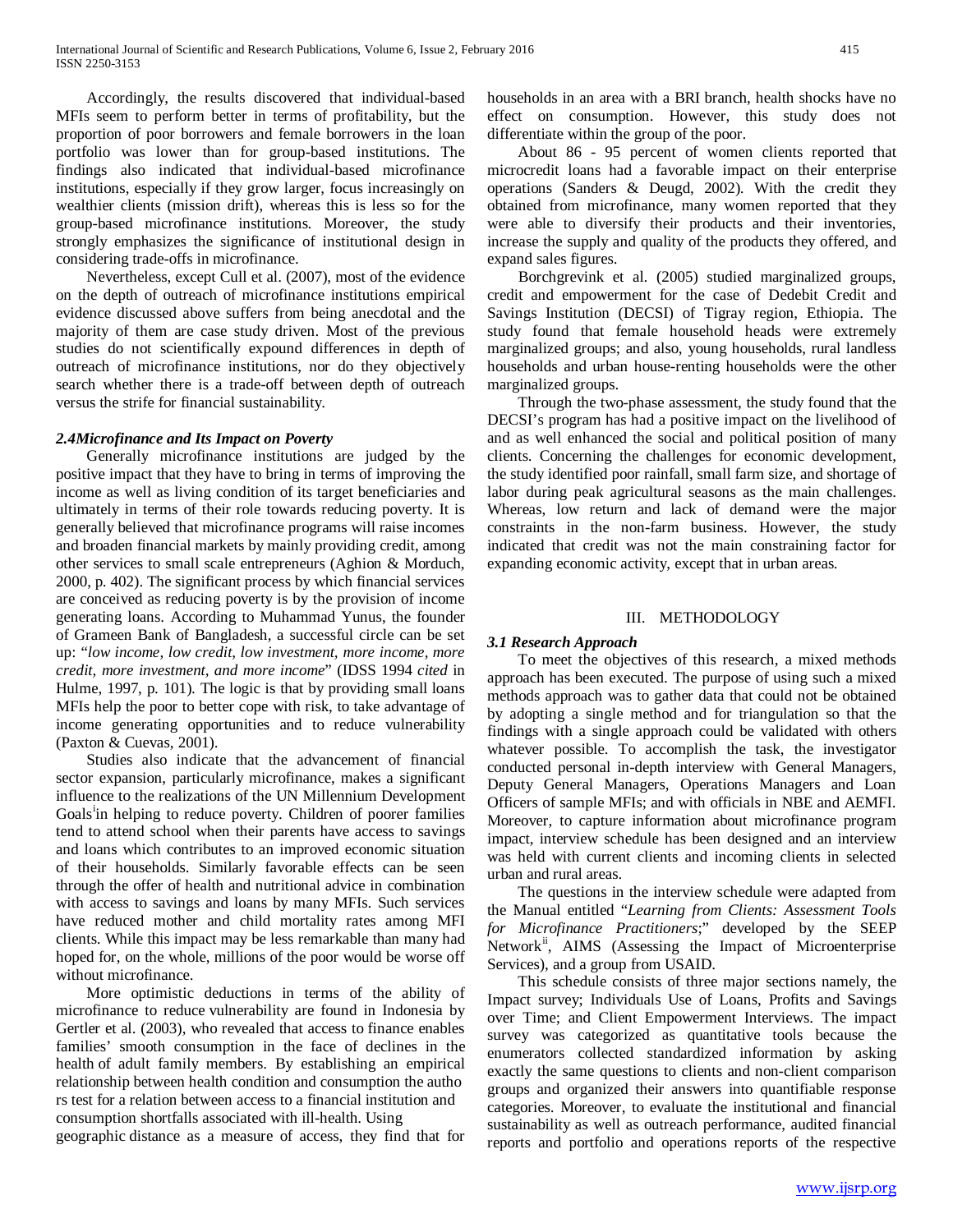Accordingly, the results discovered that individual-based MFIs seem to perform better in terms of profitability, but the proportion of poor borrowers and female borrowers in the loan portfolio was lower than for group-based institutions. The findings also indicated that individual-based microfinance institutions, especially if they grow larger, focus increasingly on wealthier clients (mission drift), whereas this is less so for the group-based microfinance institutions. Moreover, the study strongly emphasizes the significance of institutional design in considering trade-offs in microfinance.

Nevertheless, except Cull et al. (2007), most of the evidence on the depth of outreach of microfinance institutions empirical evidence discussed above suffers from being anecdotal and the majority of them are case study driven. Most of the previous studies do not scientifically expound differences in depth of outreach of microfinance institutions, nor do they objectively search whether there is a trade-off between depth of outreach versus the strife for financial sustainability.

### *2.4Microfinance and Its Impact on Poverty*

Generally microfinance institutions are judged by the positive impact that they have to bring in terms of improving the income as well as living condition of its target beneficiaries and ultimately in terms of their role towards reducing poverty. It is generally believed that microfinance programs will raise incomes and broaden financial markets by mainly providing credit, among other services to small scale entrepreneurs (Aghion & Morduch, 2000, p. 402). The significant process by which financial services are conceived as reducing poverty is by the provision of income generating loans. According to Muhammad Yunus, the founder of Grameen Bank of Bangladesh, a successful circle can be set up: "*low income, low credit, low investment, more income, more credit, more investment, and more income*" (IDSS 1994 *cited* in Hulme, 1997, p. 101). The logic is that by providing small loans MFIs help the poor to better cope with risk, to take advantage of income generating opportunities and to reduce vulnerability (Paxton & Cuevas, 2001).

Studies also indicate that the advancement of financial sector expansion, particularly microfinance, makes a significant influence to the realizations of the UN Millennium Development Goals[i]in helping to reduce poverty. Children of poorer families tend to attend school when their parents have access to savings and loans which contributes to an improved economic situation of their households. Similarly favorable effects can be seen through the offer of health and nutritional advice in combination with access to savings and loans by many MFIs. Such services have reduced mother and child mortality rates among MFI clients. While this impact may be less remarkable than many had hoped for, on the whole, millions of the poor would be worse off without microfinance.

More optimistic deductions in terms of the ability of microfinance to reduce vulnerability are found in Indonesia by Gertler et al. (2003), who revealed that access to finance enables families' smooth consumption in the face of declines in the health of adult family members. By establishing an empirical relationship between health condition and consumption the autho rs test for a relation between access to a financial institution and consumption shortfalls associated with ill-health. Using geographic distance as a measure of access, they find that for households in an area with a BRI branch, health shocks have no effect on consumption. However, this study does not differentiate within the group of the poor.

About 86 - 95 percent of women clients reported that microcredit loans had a favorable impact on their enterprise operations (Sanders & Deugd, 2002). With the credit they obtained from microfinance, many women reported that they were able to diversify their products and their inventories, increase the supply and quality of the products they offered, and expand sales figures.

Borchgrevink et al. (2005) studied marginalized groups, credit and empowerment for the case of Dedebit Credit and Savings Institution (DECSI) of Tigray region, Ethiopia. The study found that female household heads were extremely marginalized groups; and also, young households, rural landless households and urban house-renting households were the other marginalized groups.

Through the two-phase assessment, the study found that the DECSI's program has had a positive impact on the livelihood of and as well enhanced the social and political position of many clients. Concerning the challenges for economic development, the study identified poor rainfall, small farm size, and shortage of labor during peak agricultural seasons as the main challenges. Whereas, low return and lack of demand were the major constraints in the non-farm business. However, the study indicated that credit was not the main constraining factor for expanding economic activity, except that in urban areas.

## III. METHODOLOGY

### *3.1 Research Approach*

To meet the objectives of this research, a mixed methods approach has been executed. The purpose of using such a mixed methods approach was to gather data that could not be obtained by adopting a single method and for triangulation so that the findings with a single approach could be validated with others whatever possible. To accomplish the task, the investigator conducted personal in-depth interview with General Managers, Deputy General Managers, Operations Managers and Loan Officers of sample MFIs; and with officials in NBE and AEMFI. Moreover, to capture information about microfinance program impact, interview schedule has been designed and an interview was held with current clients and incoming clients in selected urban and rural areas.

The questions in the interview schedule were adapted from the Manual entitled "*Learning from Clients: Assessment Tools for Microfinance Practitioners*;" developed by the SEEP Network[ii], AIMS (Assessing the Impact of Microenterprise Services), and a group from USAID.

This schedule consists of three major sections namely, the Impact survey; Individuals Use of Loans, Profits and Savings over Time; and Client Empowerment Interviews. The impact survey was categorized as quantitative tools because the enumerators collected standardized information by asking exactly the same questions to clients and non-client comparison groups and organized their answers into quantifiable response categories. Moreover, to evaluate the institutional and financial sustainability as well as outreach performance, audited financial reports and portfolio and operations reports of the respective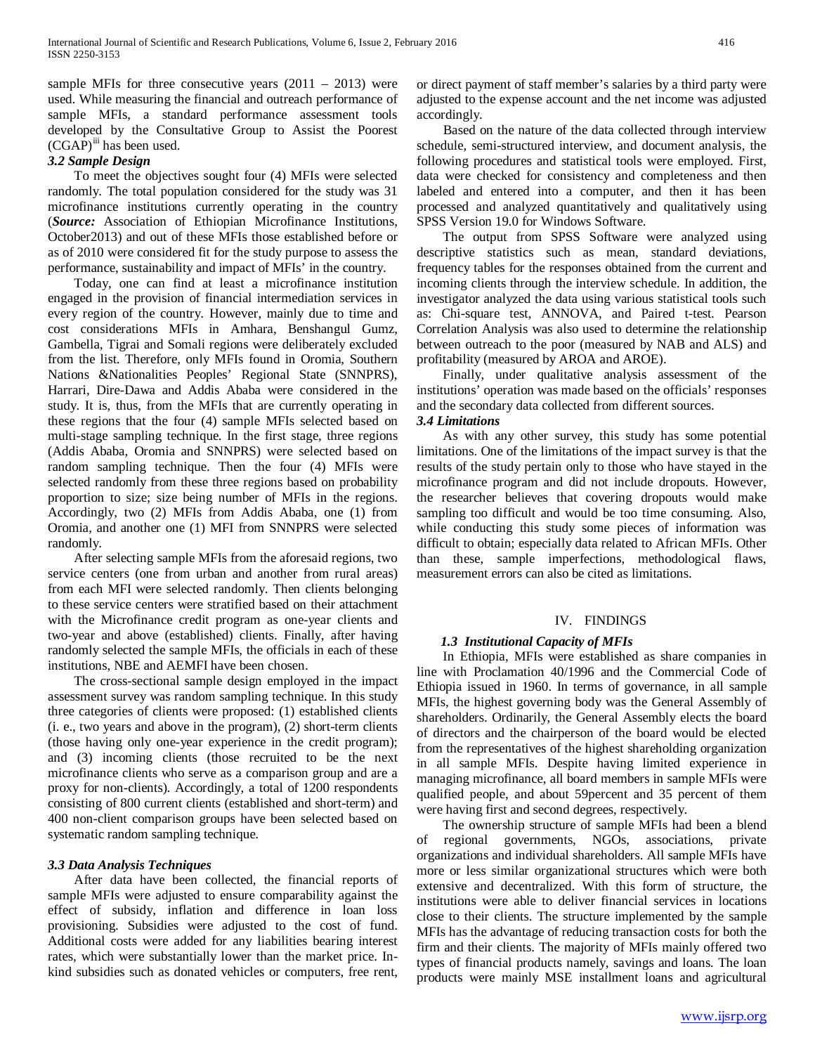sample MFIs for three consecutive years (2011 – 2013) were used. While measuring the financial and outreach performance of sample MFIs, a standard performance assessment tools developed by the Consultative Group to Assist the Poorest (CGAP)[iii] has been used.

### *3.2 Sample Design*

To meet the objectives sought four (4) MFIs were selected randomly. The total population considered for the study was 31 microfinance institutions currently operating in the country (***Source:*** Association of Ethiopian Microfinance Institutions, October2013) and out of these MFIs those established before or as of 2010 were considered fit for the study purpose to assess the performance, sustainability and impact of MFIs' in the country.

Today, one can find at least a microfinance institution engaged in the provision of financial intermediation services in every region of the country. However, mainly due to time and cost considerations MFIs in Amhara, Benshangul Gumz, Gambella, Tigrai and Somali regions were deliberately excluded from the list. Therefore, only MFIs found in Oromia, Southern Nations &Nationalities Peoples' Regional State (SNNPRS), Harrari, Dire-Dawa and Addis Ababa were considered in the study. It is, thus, from the MFIs that are currently operating in these regions that the four (4) sample MFIs selected based on multi-stage sampling technique. In the first stage, three regions (Addis Ababa, Oromia and SNNPRS) were selected based on random sampling technique. Then the four (4) MFIs were selected randomly from these three regions based on probability proportion to size; size being number of MFIs in the regions. Accordingly, two (2) MFIs from Addis Ababa, one (1) from Oromia, and another one (1) MFI from SNNPRS were selected randomly.

After selecting sample MFIs from the aforesaid regions, two service centers (one from urban and another from rural areas) from each MFI were selected randomly. Then clients belonging to these service centers were stratified based on their attachment with the Microfinance credit program as one-year clients and two-year and above (established) clients. Finally, after having randomly selected the sample MFIs, the officials in each of these institutions, NBE and AEMFI have been chosen.

The cross-sectional sample design employed in the impact assessment survey was random sampling technique. In this study three categories of clients were proposed: (1) established clients (i. e., two years and above in the program), (2) short-term clients (those having only one-year experience in the credit program); and (3) incoming clients (those recruited to be the next microfinance clients who serve as a comparison group and are a proxy for non-clients). Accordingly, a total of 1200 respondents consisting of 800 current clients (established and short-term) and 400 non-client comparison groups have been selected based on systematic random sampling technique.

### *3.3 Data Analysis Techniques*

After data have been collected, the financial reports of sample MFIs were adjusted to ensure comparability against the effect of subsidy, inflation and difference in loan loss provisioning. Subsidies were adjusted to the cost of fund. Additional costs were added for any liabilities bearing interest rates, which were substantially lower than the market price. In-kind subsidies such as donated vehicles or computers, free rent, or direct payment of staff member's salaries by a third party were adjusted to the expense account and the net income was adjusted accordingly.

Based on the nature of the data collected through interview schedule, semi-structured interview, and document analysis, the following procedures and statistical tools were employed. First, data were checked for consistency and completeness and then labeled and entered into a computer, and then it has been processed and analyzed quantitatively and qualitatively using SPSS Version 19.0 for Windows Software.

The output from SPSS Software were analyzed using descriptive statistics such as mean, standard deviations, frequency tables for the responses obtained from the current and incoming clients through the interview schedule. In addition, the investigator analyzed the data using various statistical tools such as: Chi-square test, ANNOVA, and Paired t-test. Pearson Correlation Analysis was also used to determine the relationship between outreach to the poor (measured by NAB and ALS) and profitability (measured by AROA and AROE).

Finally, under qualitative analysis assessment of the institutions' operation was made based on the officials' responses and the secondary data collected from different sources.

### *3.4 Limitations*

As with any other survey, this study has some potential limitations. One of the limitations of the impact survey is that the results of the study pertain only to those who have stayed in the microfinance program and did not include dropouts. However, the researcher believes that covering dropouts would make sampling too difficult and would be too time consuming. Also, while conducting this study some pieces of information was difficult to obtain; especially data related to African MFIs. Other than these, sample imperfections, methodological flaws, measurement errors can also be cited as limitations.

## IV. FINDINGS

### *1.3 Institutional Capacity of MFIs*

In Ethiopia, MFIs were established as share companies in line with Proclamation 40/1996 and the Commercial Code of Ethiopia issued in 1960. In terms of governance, in all sample MFIs, the highest governing body was the General Assembly of shareholders. Ordinarily, the General Assembly elects the board of directors and the chairperson of the board would be elected from the representatives of the highest shareholding organization in all sample MFIs. Despite having limited experience in managing microfinance, all board members in sample MFIs were qualified people, and about 59percent and 35 percent of them were having first and second degrees, respectively.

The ownership structure of sample MFIs had been a blend of regional governments, NGOs, associations, private organizations and individual shareholders. All sample MFIs have more or less similar organizational structures which were both extensive and decentralized. With this form of structure, the institutions were able to deliver financial services in locations close to their clients. The structure implemented by the sample MFIs has the advantage of reducing transaction costs for both the firm and their clients. The majority of MFIs mainly offered two types of financial products namely, savings and loans. The loan products were mainly MSE installment loans and agricultural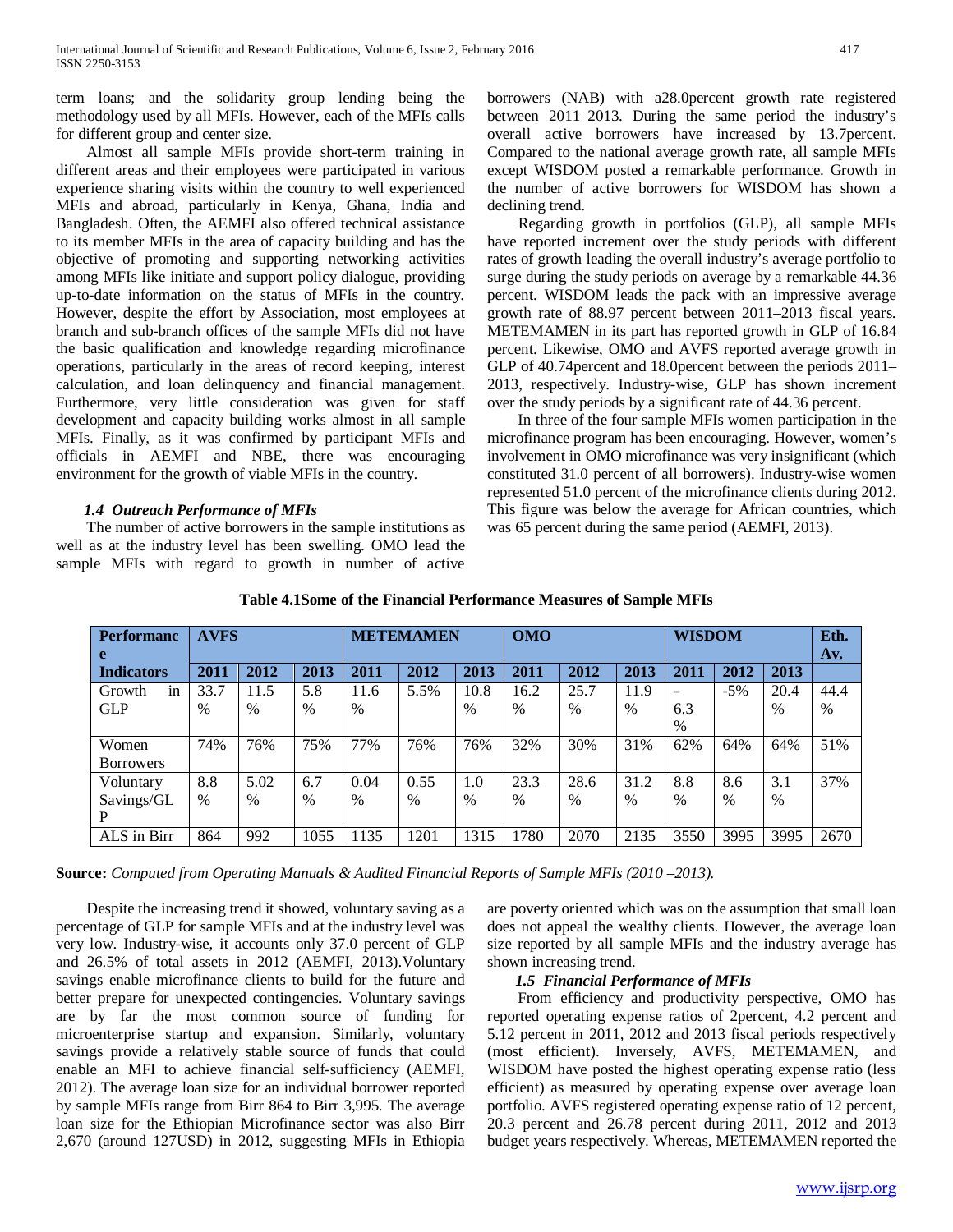term loans; and the solidarity group lending being the methodology used by all MFIs. However, each of the MFIs calls for different group and center size.

Almost all sample MFIs provide short-term training in different areas and their employees were participated in various experience sharing visits within the country to well experienced MFIs and abroad, particularly in Kenya, Ghana, India and Bangladesh. Often, the AEMFI also offered technical assistance to its member MFIs in the area of capacity building and has the objective of promoting and supporting networking activities among MFIs like initiate and support policy dialogue, providing up-to-date information on the status of MFIs in the country. However, despite the effort by Association, most employees at branch and sub-branch offices of the sample MFIs did not have the basic qualification and knowledge regarding microfinance operations, particularly in the areas of record keeping, interest calculation, and loan delinquency and financial management. Furthermore, very little consideration was given for staff development and capacity building works almost in all sample MFIs. Finally, as it was confirmed by participant MFIs and officials in AEMFI and NBE, there was encouraging environment for the growth of viable MFIs in the country.

### *1.4 Outreach Performance of MFIs*

The number of active borrowers in the sample institutions as well as at the industry level has been swelling. OMO lead the sample MFIs with regard to growth in number of active borrowers (NAB) with a28.0percent growth rate registered between 2011–2013. During the same period the industry's overall active borrowers have increased by 13.7percent. Compared to the national average growth rate, all sample MFIs except WISDOM posted a remarkable performance. Growth in the number of active borrowers for WISDOM has shown a declining trend.

Regarding growth in portfolios (GLP), all sample MFIs have reported increment over the study periods with different rates of growth leading the overall industry's average portfolio to surge during the study periods on average by a remarkable 44.36 percent. WISDOM leads the pack with an impressive average growth rate of 88.97 percent between 2011–2013 fiscal years. METEMAMEN in its part has reported growth in GLP of 16.84 percent. Likewise, OMO and AVFS reported average growth in GLP of 40.74percent and 18.0percent between the periods 2011–2013, respectively. Industry-wise, GLP has shown increment over the study periods by a significant rate of 44.36 percent.

In three of the four sample MFIs women participation in the microfinance program has been encouraging. However, women's involvement in OMO microfinance was very insignificant (which constituted 31.0 percent of all borrowers). Industry-wise women represented 51.0 percent of the microfinance clients during 2012. This figure was below the average for African countries, which was 65 percent during the same period (AEMFI, 2013).

**Table 4.1Some of the Financial Performance Measures of Sample MFIs**

| Performance | AVFS | | | METEMAMEN | | | OMO | | | WISDOM | | | Eth. Av. |
|---|---|---|---|---|---|---|---|---|---|---|---|---|---|
| **Indicators** | **2011** | **2012** | **2013** | **2011** | **2012** | **2013** | **2011** | **2012** | **2013** | **2011** | **2012** | **2013** | |
| Growth in GLP | 33.7 % | 11.5 % | 5.8 % | 11.6 % | 5.5% | 10.8 % | 16.2 % | 25.7 % | 11.9 % | -6.3 % | -5% | 20.4 % | 44.4 % |
| Women Borrowers | 74% | 76% | 75% | 77% | 76% | 76% | 32% | 30% | 31% | 62% | 64% | 64% | 51% |
| Voluntary Savings/GLP | 8.8 % | 5.02 % | 6.7 % | 0.04 % | 0.55 % | 1.0 % | 23.3 % | 28.6 % | 31.2 % | 8.8 % | 8.6 % | 3.1 % | 37% |
| ALS in Birr | 864 | 992 | 1055 | 1135 | 1201 | 1315 | 1780 | 2070 | 2135 | 3550 | 3995 | 3995 | 2670 |

**Source:** *Computed from Operating Manuals & Audited Financial Reports of Sample MFIs (2010 –2013).*

Despite the increasing trend it showed, voluntary saving as a percentage of GLP for sample MFIs and at the industry level was very low. Industry-wise, it accounts only 37.0 percent of GLP and 26.5% of total assets in 2012 (AEMFI, 2013).Voluntary savings enable microfinance clients to build for the future and better prepare for unexpected contingencies. Voluntary savings are by far the most common source of funding for microenterprise startup and expansion. Similarly, voluntary savings provide a relatively stable source of funds that could enable an MFI to achieve financial self-sufficiency (AEMFI, 2012). The average loan size for an individual borrower reported by sample MFIs range from Birr 864 to Birr 3,995. The average loan size for the Ethiopian Microfinance sector was also Birr 2,670 (around 127USD) in 2012, suggesting MFIs in Ethiopia are poverty oriented which was on the assumption that small loan does not appeal the wealthy clients. However, the average loan size reported by all sample MFIs and the industry average has shown increasing trend.

### *1.5 Financial Performance of MFIs*

From efficiency and productivity perspective, OMO has reported operating expense ratios of 2percent, 4.2 percent and 5.12 percent in 2011, 2012 and 2013 fiscal periods respectively (most efficient). Inversely, AVFS, METEMAMEN, and WISDOM have posted the highest operating expense ratio (less efficient) as measured by operating expense over average loan portfolio. AVFS registered operating expense ratio of 12 percent, 20.3 percent and 26.78 percent during 2011, 2012 and 2013 budget years respectively. Whereas, METEMAMEN reported the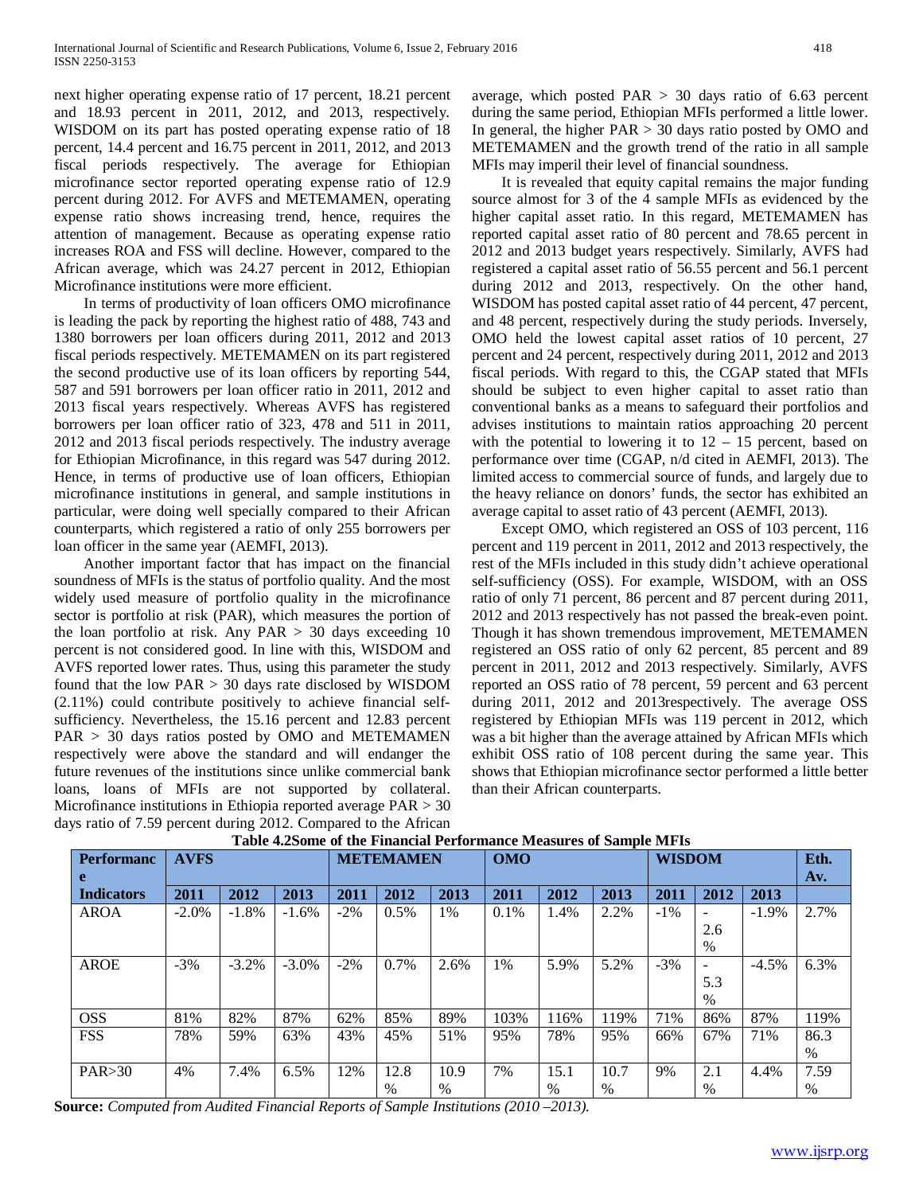next higher operating expense ratio of 17 percent, 18.21 percent and 18.93 percent in 2011, 2012, and 2013, respectively. WISDOM on its part has posted operating expense ratio of 18 percent, 14.4 percent and 16.75 percent in 2011, 2012, and 2013 fiscal periods respectively. The average for Ethiopian microfinance sector reported operating expense ratio of 12.9 percent during 2012. For AVFS and METEMAMEN, operating expense ratio shows increasing trend, hence, requires the attention of management. Because as operating expense ratio increases ROA and FSS will decline. However, compared to the African average, which was 24.27 percent in 2012, Ethiopian Microfinance institutions were more efficient.

In terms of productivity of loan officers OMO microfinance is leading the pack by reporting the highest ratio of 488, 743 and 1380 borrowers per loan officers during 2011, 2012 and 2013 fiscal periods respectively. METEMAMEN on its part registered the second productive use of its loan officers by reporting 544, 587 and 591 borrowers per loan officer ratio in 2011, 2012 and 2013 fiscal years respectively. Whereas AVFS has registered borrowers per loan officer ratio of 323, 478 and 511 in 2011, 2012 and 2013 fiscal periods respectively. The industry average for Ethiopian Microfinance, in this regard was 547 during 2012. Hence, in terms of productive use of loan officers, Ethiopian microfinance institutions in general, and sample institutions in particular, were doing well specially compared to their African counterparts, which registered a ratio of only 255 borrowers per loan officer in the same year (AEMFI, 2013).

Another important factor that has impact on the financial soundness of MFIs is the status of portfolio quality. And the most widely used measure of portfolio quality in the microfinance sector is portfolio at risk (PAR), which measures the portion of the loan portfolio at risk. Any PAR > 30 days exceeding 10 percent is not considered good. In line with this, WISDOM and AVFS reported lower rates. Thus, using this parameter the study found that the low PAR > 30 days rate disclosed by WISDOM (2.11%) could contribute positively to achieve financial self-sufficiency. Nevertheless, the 15.16 percent and 12.83 percent PAR > 30 days ratios posted by OMO and METEMAMEN respectively were above the standard and will endanger the future revenues of the institutions since unlike commercial bank loans, loans of MFIs are not supported by collateral. Microfinance institutions in Ethiopia reported average PAR > 30 days ratio of 7.59 percent during 2012. Compared to the African average, which posted PAR > 30 days ratio of 6.63 percent during the same period, Ethiopian MFIs performed a little lower. In general, the higher PAR > 30 days ratio posted by OMO and METEMAMEN and the growth trend of the ratio in all sample MFIs may imperil their level of financial soundness.

It is revealed that equity capital remains the major funding source almost for 3 of the 4 sample MFIs as evidenced by the higher capital asset ratio. In this regard, METEMAMEN has reported capital asset ratio of 80 percent and 78.65 percent in 2012 and 2013 budget years respectively. Similarly, AVFS had registered a capital asset ratio of 56.55 percent and 56.1 percent during 2012 and 2013, respectively. On the other hand, WISDOM has posted capital asset ratio of 44 percent, 47 percent, and 48 percent, respectively during the study periods. Inversely, OMO held the lowest capital asset ratios of 10 percent, 27 percent and 24 percent, respectively during 2011, 2012 and 2013 fiscal periods. With regard to this, the CGAP stated that MFIs should be subject to even higher capital to asset ratio than conventional banks as a means to safeguard their portfolios and advises institutions to maintain ratios approaching 20 percent with the potential to lowering it to 12 – 15 percent, based on performance over time (CGAP, n/d cited in AEMFI, 2013). The limited access to commercial source of funds, and largely due to the heavy reliance on donors' funds, the sector has exhibited an average capital to asset ratio of 43 percent (AEMFI, 2013).

Except OMO, which registered an OSS of 103 percent, 116 percent and 119 percent in 2011, 2012 and 2013 respectively, the rest of the MFIs included in this study didn't achieve operational self-sufficiency (OSS). For example, WISDOM, with an OSS ratio of only 71 percent, 86 percent and 87 percent during 2011, 2012 and 2013 respectively has not passed the break-even point. Though it has shown tremendous improvement, METEMAMEN registered an OSS ratio of only 62 percent, 85 percent and 89 percent in 2011, 2012 and 2013 respectively. Similarly, AVFS reported an OSS ratio of 78 percent, 59 percent and 63 percent during 2011, 2012 and 2013respectively. The average OSS registered by Ethiopian MFIs was 119 percent in 2012, which was a bit higher than the average attained by African MFIs which exhibit OSS ratio of 108 percent during the same year. This shows that Ethiopian microfinance sector performed a little better than their African counterparts.

**Table 4.2Some of the Financial Performance Measures of Sample MFIs**

| Performance | AVFS | | | METEMAMEN | | | OMO | | | WISDOM | | | Eth. Av. |
|---|---|---|---|---|---|---|---|---|---|---|---|---|---|
| **Indicators** | **2011** | **2012** | **2013** | **2011** | **2012** | **2013** | **2011** | **2012** | **2013** | **2011** | **2012** | **2013** | |
| AROA | -2.0% | -1.8% | -1.6% | -2% | 0.5% | 1% | 0.1% | 1.4% | 2.2% | -1% | -2.6% | -1.9% | 2.7% |
| AROE | -3% | -3.2% | -3.0% | -2% | 0.7% | 2.6% | 1% | 5.9% | 5.2% | -3% | -5.3% | -4.5% | 6.3% |
| OSS | 81% | 82% | 87% | 62% | 85% | 89% | 103% | 116% | 119% | 71% | 86% | 87% | 119% |
| FSS | 78% | 59% | 63% | 43% | 45% | 51% | 95% | 78% | 95% | 66% | 67% | 71% | 86.3% |
| PAR>30 | 4% | 7.4% | 6.5% | 12% | 12.8% | 10.9% | 7% | 15.1% | 10.7% | 9% | 2.1% | 4.4% | 7.59% |

**Source:** *Computed from Audited Financial Reports of Sample Institutions (2010 –2013).*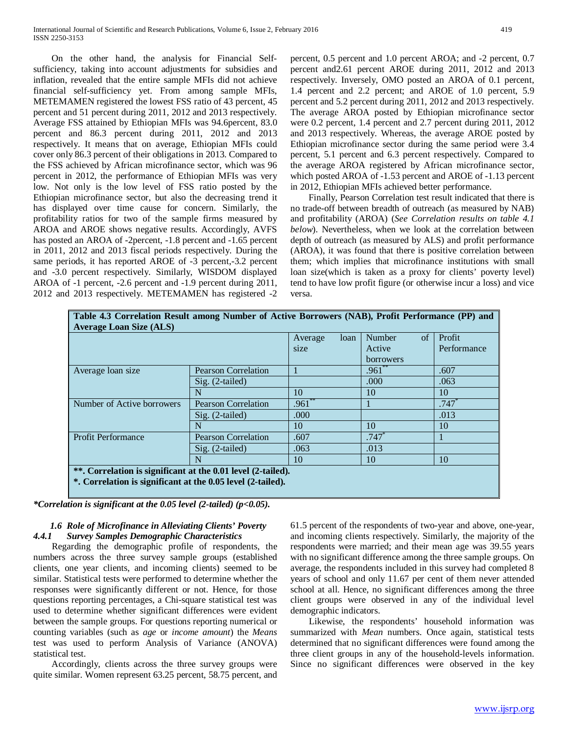On the other hand, the analysis for Financial Self-sufficiency, taking into account adjustments for subsidies and inflation, revealed that the entire sample MFIs did not achieve financial self-sufficiency yet. From among sample MFIs, METEMAMEN registered the lowest FSS ratio of 43 percent, 45 percent and 51 percent during 2011, 2012 and 2013 respectively. Average FSS attained by Ethiopian MFIs was 94.6percent, 83.0 percent and 86.3 percent during 2011, 2012 and 2013 respectively. It means that on average, Ethiopian MFIs could cover only 86.3 percent of their obligations in 2013. Compared to the FSS achieved by African microfinance sector, which was 96 percent in 2012, the performance of Ethiopian MFIs was very low. Not only is the low level of FSS ratio posted by the Ethiopian microfinance sector, but also the decreasing trend it has displayed over time cause for concern. Similarly, the profitability ratios for two of the sample firms measured by AROA and AROE shows negative results. Accordingly, AVFS has posted an AROA of -2percent, -1.8 percent and -1.65 percent in 2011, 2012 and 2013 fiscal periods respectively. During the same periods, it has reported AROE of -3 percent,-3.2 percent and -3.0 percent respectively. Similarly, WISDOM displayed AROA of -1 percent, -2.6 percent and -1.9 percent during 2011, 2012 and 2013 respectively. METEMAMEN has registered -2 percent, 0.5 percent and 1.0 percent AROA; and -2 percent, 0.7 percent and2.61 percent AROE during 2011, 2012 and 2013 respectively. Inversely, OMO posted an AROA of 0.1 percent, 1.4 percent and 2.2 percent; and AROE of 1.0 percent, 5.9 percent and 5.2 percent during 2011, 2012 and 2013 respectively. The average AROA posted by Ethiopian microfinance sector were 0.2 percent, 1.4 percent and 2.7 percent during 2011, 2012 and 2013 respectively. Whereas, the average AROE posted by Ethiopian microfinance sector during the same period were 3.4 percent, 5.1 percent and 6.3 percent respectively. Compared to the average AROA registered by African microfinance sector, which posted AROA of -1.53 percent and AROE of -1.13 percent in 2012, Ethiopian MFIs achieved better performance.

Finally, Pearson Correlation test result indicated that there is no trade-off between breadth of outreach (as measured by NAB) and profitability (AROA) (*See Correlation results on table 4.1 below*). Nevertheless, when we look at the correlation between depth of outreach (as measured by ALS) and profit performance (AROA), it was found that there is positive correlation between them; which implies that microfinance institutions with small loan size(which is taken as a proxy for clients' poverty level) tend to have low profit figure (or otherwise incur a loss) and vice versa.

**Table 4.3 Correlation Result among Number of Active Borrowers (NAB), Profit Performance (PP) and Average Loan Size (ALS)**

| | | Average loan size | Number of Active borrowers | Profit Performance |
|---|---|---|---|---|
| Average loan size | Pearson Correlation | 1 | .961** | .607 |
| | Sig. (2-tailed) | | .000 | .063 |
| | N | 10 | 10 | 10 |
| Number of Active borrowers | Pearson Correlation | .961** | 1 | .747* |
| | Sig. (2-tailed) | .000 | | .013 |
| | N | 10 | 10 | 10 |
| Profit Performance | Pearson Correlation | .607 | .747* | 1 |
| | Sig. (2-tailed) | .063 | .013 | |
| | N | 10 | 10 | 10 |

**\*\*. Correlation is significant at the 0.01 level (2-tailed).**
**\*. Correlation is significant at the 0.05 level (2-tailed).**

***Correlation is significant at the 0.05 level (2-tailed) (p<0.05).***

### *1.6 Role of Microfinance in Alleviating Clients' Poverty*

#### *4.4.1 Survey Samples Demographic Characteristics*

Regarding the demographic profile of respondents, the numbers across the three survey sample groups (established clients, one year clients, and incoming clients) seemed to be similar. Statistical tests were performed to determine whether the responses were significantly different or not. Hence, for those questions reporting percentages, a Chi-square statistical test was used to determine whether significant differences were evident between the sample groups. For questions reporting numerical or counting variables (such as *age* or *income amount*) the *Means* test was used to perform Analysis of Variance (ANOVA) statistical test.

Accordingly, clients across the three survey groups were quite similar. Women represent 63.25 percent, 58.75 percent, and 61.5 percent of the respondents of two-year and above, one-year, and incoming clients respectively. Similarly, the majority of the respondents were married; and their mean age was 39.55 years with no significant difference among the three sample groups. On average, the respondents included in this survey had completed 8 years of school and only 11.67 per cent of them never attended school at all. Hence, no significant differences among the three client groups were observed in any of the individual level demographic indicators.

Likewise, the respondents' household information was summarized with *Mean* numbers. Once again, statistical tests determined that no significant differences were found among the three client groups in any of the household-levels information. Since no significant differences were observed in the key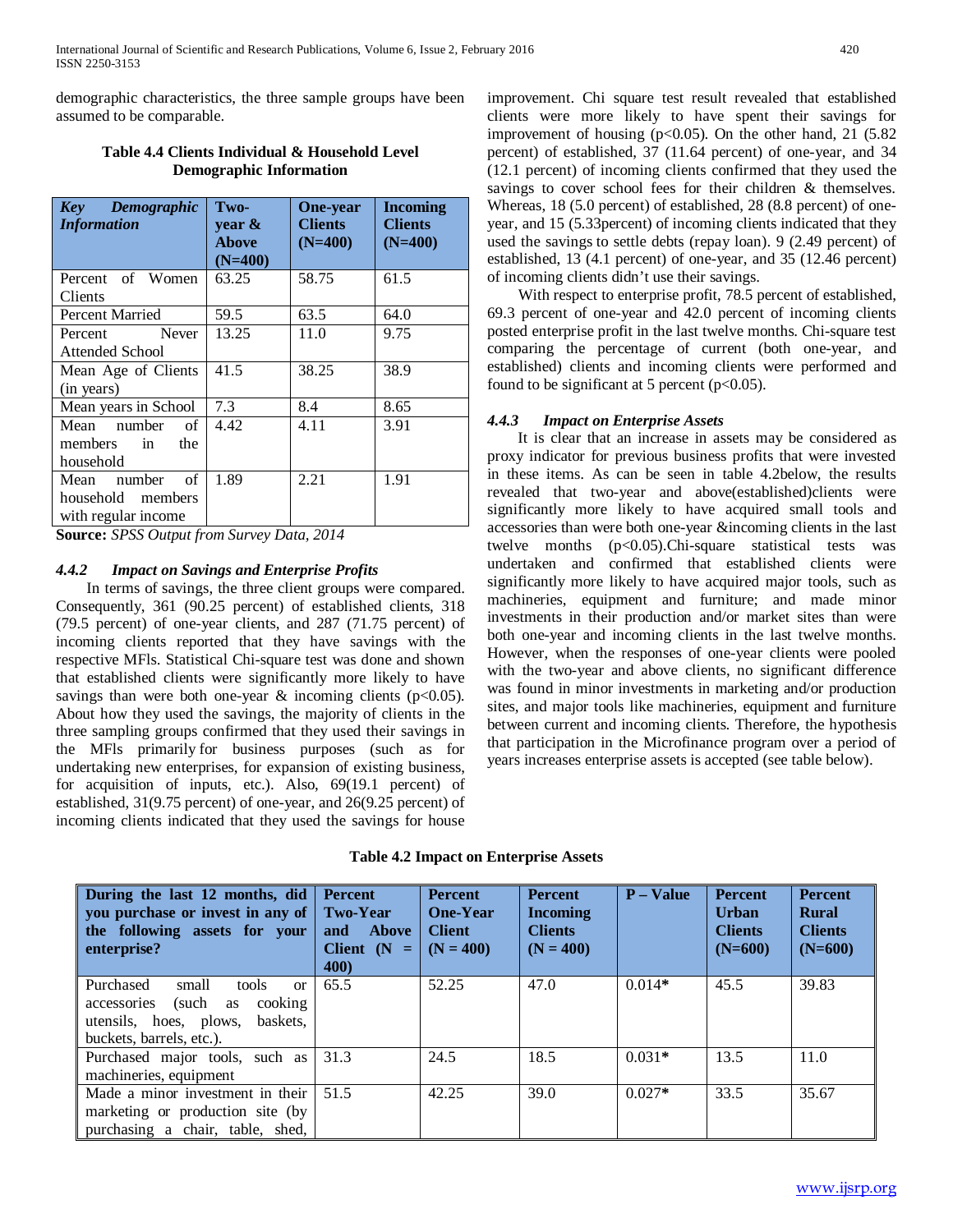demographic characteristics, the three sample groups have been assumed to be comparable.

**Table 4.4 Clients Individual & Household Level Demographic Information**

| ***Key Demographic Information*** | **Two-year & Above (N=400)** | **One-year Clients (N=400)** | **Incoming Clients (N=400)** |
|---|---|---|---|
| Percent of Women Clients | 63.25 | 58.75 | 61.5 |
| Percent Married | 59.5 | 63.5 | 64.0 |
| Percent Never Attended School | 13.25 | 11.0 | 9.75 |
| Mean Age of Clients (in years) | 41.5 | 38.25 | 38.9 |
| Mean years in School | 7.3 | 8.4 | 8.65 |
| Mean number of members in the household | 4.42 | 4.11 | 3.91 |
| Mean number of household members with regular income | 1.89 | 2.21 | 1.91 |

**Source:** *SPSS Output from Survey Data, 2014*

#### *4.4.2 Impact on Savings and Enterprise Profits*

In terms of savings, the three client groups were compared. Consequently, 361 (90.25 percent) of established clients, 318 (79.5 percent) of one-year clients, and 287 (71.75 percent) of incoming clients reported that they have savings with the respective MFIs. Statistical Chi-square test was done and shown that established clients were significantly more likely to have savings than were both one-year & incoming clients ($p<0.05$). About how they used the savings, the majority of clients in the three sampling groups confirmed that they used their savings in the MFIs primarily for business purposes (such as for undertaking new enterprises, for expansion of existing business, for acquisition of inputs, etc.). Also, 69(19.1 percent) of established, 31(9.75 percent) of one-year, and 26(9.25 percent) of incoming clients indicated that they used the savings for house improvement. Chi square test result revealed that established clients were more likely to have spent their savings for improvement of housing ($p<0.05$). On the other hand, 21 (5.82 percent) of established, 37 (11.64 percent) of one-year, and 34 (12.1 percent) of incoming clients confirmed that they used the savings to cover school fees for their children & themselves. Whereas, 18 (5.0 percent) of established, 28 (8.8 percent) of one-year, and 15 (5.33percent) of incoming clients indicated that they used the savings to settle debts (repay loan). 9 (2.49 percent) of established, 13 (4.1 percent) of one-year, and 35 (12.46 percent) of incoming clients didn't use their savings.

With respect to enterprise profit, 78.5 percent of established, 69.3 percent of one-year and 42.0 percent of incoming clients posted enterprise profit in the last twelve months. Chi-square test comparing the percentage of current (both one-year, and established) clients and incoming clients were performed and found to be significant at 5 percent ($p<0.05$).

#### *4.4.3 Impact on Enterprise Assets*

It is clear that an increase in assets may be considered as proxy indicator for previous business profits that were invested in these items. As can be seen in table 4.2below, the results revealed that two-year and above(established)clients were significantly more likely to have acquired small tools and accessories than were both one-year &incoming clients in the last twelve months ($p<0.05$).Chi-square statistical tests was undertaken and confirmed that established clients were significantly more likely to have acquired major tools, such as machineries, equipment and furniture; and made minor investments in their production and/or market sites than were both one-year and incoming clients in the last twelve months. However, when the responses of one-year clients were pooled with the two-year and above clients, no significant difference was found in minor investments in marketing and/or production sites, and major tools like machineries, equipment and furniture between current and incoming clients. Therefore, the hypothesis that participation in the Microfinance program over a period of years increases enterprise assets is accepted (see table below).

**Table 4.2 Impact on Enterprise Assets**

| **During the last 12 months, did you purchase or invest in any of the following assets for your enterprise?** | **Percent Two-Year and Above Client (N = 400)** | **Percent One-Year Client (N = 400)** | **Percent Incoming Clients (N = 400)** | **P – Value** | **Percent Urban Clients (N=600)** | **Percent Rural Clients (N=600)** |
|---|---|---|---|---|---|---|
| Purchased small tools or accessories (such as cooking utensils, hoes, plows, baskets, buckets, barrels, etc.). | 65.5 | 52.25 | 47.0 | 0.014* | 45.5 | 39.83 |
| Purchased major tools, such as machineries, equipment | 31.3 | 24.5 | 18.5 | 0.031* | 13.5 | 11.0 |
| Made a minor investment in their marketing or production site (by purchasing a chair, table, shed, | 51.5 | 42.25 | 39.0 | 0.027* | 33.5 | 35.67 |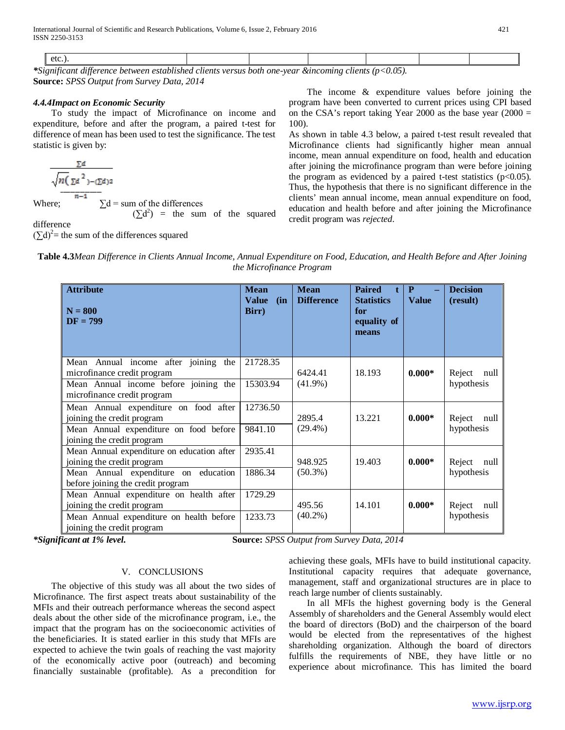| etc.). | | | | | | |
|---|---|---|---|---|---|---|

**\***Significant difference between established clients versus both one-year &incoming clients ($p<0.05$).*
**Source:** *SPSS Output from Survey Data, 2014*

#### *4.4.4Impact on Economic Security*

To study the impact of Microfinance on income and expenditure, before and after the program, a paired t-test for difference of mean has been used to test the significance. The test statistic is given by:

$$\frac{\sum d}{\sqrt{\frac{n(\sum d^2)-(\sum d)^2}{n-1}}}$$

Where; $\sum d$ = sum of the differences
$(\sum d^2)$ = the sum of the squared difference
$(\sum d)^2$= the sum of the differences squared

The income & expenditure values before joining the program have been converted to current prices using CPI based on the CSA's report taking Year 2000 as the base year (2000 = 100).

As shown in table 4.3 below, a paired t-test result revealed that Microfinance clients had significantly higher mean annual income, mean annual expenditure on food, health and education after joining the microfinance program than were before joining the program as evidenced by a paired t-test statistics ($p<0.05$). Thus, the hypothesis that there is no significant difference in the clients' mean annual income, mean annual expenditure on food, education and health before and after joining the Microfinance credit program was *rejected*.

**Table 4.3***Mean Difference in Clients Annual Income, Annual Expenditure on Food, Education, and Health Before and After Joining the Microfinance Program*

| **Attribute** **N = 800** **DF = 799** | **Mean Value (in Birr)** | **Mean Difference** | **Paired t Statistics for equality of means** | **P – Value** | **Decision (result)** |
|---|---|---|---|---|---|
| Mean Annual income after joining the microfinance credit program | 21728.35 | 6424.41 (41.9%) | 18.193 | **0.000\*** | Reject null hypothesis |
| Mean Annual income before joining the microfinance credit program | 15303.94 | | | | |
| Mean Annual expenditure on food after joining the credit program | 12736.50 | 2895.4 (29.4%) | 13.221 | **0.000\*** | Reject null hypothesis |
| Mean Annual expenditure on food before joining the credit program | 9841.10 | | | | |
| Mean Annual expenditure on education after joining the credit program | 2935.41 | 948.925 (50.3%) | 19.403 | **0.000\*** | Reject null hypothesis |
| Mean Annual expenditure on education before joining the credit program | 1886.34 | | | | |
| Mean Annual expenditure on health after joining the credit program | 1729.29 | 495.56 (40.2%) | 14.101 | **0.000\*** | Reject null hypothesis |
| Mean Annual expenditure on health before joining the credit program | 1233.73 | | | | |

***\*Significant at 1% level.*** **Source:** *SPSS Output from Survey Data, 2014*

## V. CONCLUSIONS

The objective of this study was all about the two sides of Microfinance. The first aspect treats about sustainability of the MFIs and their outreach performance whereas the second aspect deals about the other side of the microfinance program, i.e., the impact that the program has on the socioeconomic activities of the beneficiaries. It is stated earlier in this study that MFIs are expected to achieve the twin goals of reaching the vast majority of the economically active poor (outreach) and becoming financially sustainable (profitable). As a precondition for achieving these goals, MFIs have to build institutional capacity. Institutional capacity requires that adequate governance, management, staff and organizational structures are in place to reach large number of clients sustainably.

In all MFIs the highest governing body is the General Assembly of shareholders and the General Assembly would elect the board of directors (BoD) and the chairperson of the board would be elected from the representatives of the highest shareholding organization. Although the board of directors fulfills the requirements of NBE, they have little or no experience about microfinance. This has limited the board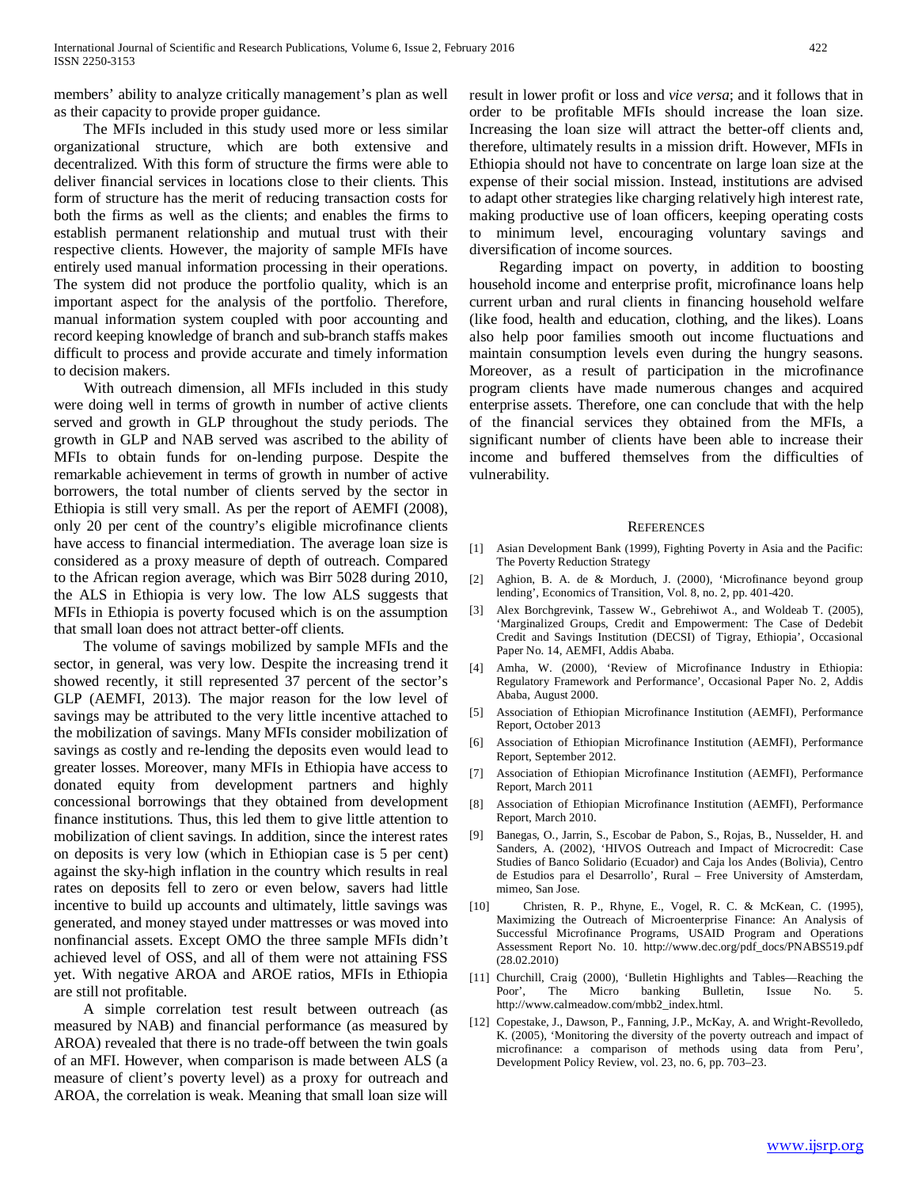members' ability to analyze critically management's plan as well as their capacity to provide proper guidance.

The MFIs included in this study used more or less similar organizational structure, which are both extensive and decentralized. With this form of structure the firms were able to deliver financial services in locations close to their clients. This form of structure has the merit of reducing transaction costs for both the firms as well as the clients; and enables the firms to establish permanent relationship and mutual trust with their respective clients. However, the majority of sample MFIs have entirely used manual information processing in their operations. The system did not produce the portfolio quality, which is an important aspect for the analysis of the portfolio. Therefore, manual information system coupled with poor accounting and record keeping knowledge of branch and sub-branch staffs makes difficult to process and provide accurate and timely information to decision makers.

With outreach dimension, all MFIs included in this study were doing well in terms of growth in number of active clients served and growth in GLP throughout the study periods. The growth in GLP and NAB served was ascribed to the ability of MFIs to obtain funds for on-lending purpose. Despite the remarkable achievement in terms of growth in number of active borrowers, the total number of clients served by the sector in Ethiopia is still very small. As per the report of AEMFI (2008), only 20 per cent of the country's eligible microfinance clients have access to financial intermediation. The average loan size is considered as a proxy measure of depth of outreach. Compared to the African region average, which was Birr 5028 during 2010, the ALS in Ethiopia is very low. The low ALS suggests that MFIs in Ethiopia is poverty focused which is on the assumption that small loan does not attract better-off clients.

The volume of savings mobilized by sample MFIs and the sector, in general, was very low. Despite the increasing trend it showed recently, it still represented 37 percent of the sector's GLP (AEMFI, 2013). The major reason for the low level of savings may be attributed to the very little incentive attached to the mobilization of savings. Many MFIs consider mobilization of savings as costly and re-lending the deposits even would lead to greater losses. Moreover, many MFIs in Ethiopia have access to donated equity from development partners and highly concessional borrowings that they obtained from development finance institutions. Thus, this led them to give little attention to mobilization of client savings. In addition, since the interest rates on deposits is very low (which in Ethiopian case is 5 per cent) against the sky-high inflation in the country which results in real rates on deposits fell to zero or even below, savers had little incentive to build up accounts and ultimately, little savings was generated, and money stayed under mattresses or was moved into nonfinancial assets. Except OMO the three sample MFIs didn't achieved level of OSS, and all of them were not attaining FSS yet. With negative AROA and AROE ratios, MFIs in Ethiopia are still not profitable.

A simple correlation test result between outreach (as measured by NAB) and financial performance (as measured by AROA) revealed that there is no trade-off between the twin goals of an MFI. However, when comparison is made between ALS (a measure of client's poverty level) as a proxy for outreach and AROA, the correlation is weak. Meaning that small loan size will result in lower profit or loss and *vice versa*; and it follows that in order to be profitable MFIs should increase the loan size. Increasing the loan size will attract the better-off clients and, therefore, ultimately results in a mission drift. However, MFIs in Ethiopia should not have to concentrate on large loan size at the expense of their social mission. Instead, institutions are advised to adapt other strategies like charging relatively high interest rate, making productive use of loan officers, keeping operating costs to minimum level, encouraging voluntary savings and diversification of income sources.

Regarding impact on poverty, in addition to boosting household income and enterprise profit, microfinance loans help current urban and rural clients in financing household welfare (like food, health and education, clothing, and the likes). Loans also help poor families smooth out income fluctuations and maintain consumption levels even during the hungry seasons. Moreover, as a result of participation in the microfinance program clients have made numerous changes and acquired enterprise assets. Therefore, one can conclude that with the help of the financial services they obtained from the MFIs, a significant number of clients have been able to increase their income and buffered themselves from the difficulties of vulnerability.

## References

[1] Asian Development Bank (1999), Fighting Poverty in Asia and the Pacific: The Poverty Reduction Strategy

[2] Aghion, B. A. de & Morduch, J. (2000), 'Microfinance beyond group lending', Economics of Transition, Vol. 8, no. 2, pp. 401-420.

[3] Alex Borchgrevink, Tassew W., Gebrehiwot A., and Woldeab T. (2005), 'Marginalized Groups, Credit and Empowerment: The Case of Dedebit Credit and Savings Institution (DECSI) of Tigray, Ethiopia', Occasional Paper No. 14, AEMFI, Addis Ababa.

[4] Amha, W. (2000), 'Review of Microfinance Industry in Ethiopia: Regulatory Framework and Performance', Occasional Paper No. 2, Addis Ababa, August 2000.

[5] Association of Ethiopian Microfinance Institution (AEMFI), Performance Report, October 2013

[6] Association of Ethiopian Microfinance Institution (AEMFI), Performance Report, September 2012.

[7] Association of Ethiopian Microfinance Institution (AEMFI), Performance Report, March 2011

[8] Association of Ethiopian Microfinance Institution (AEMFI), Performance Report, March 2010.

[9] Banegas, O., Jarrin, S., Escobar de Pabon, S., Rojas, B., Nusselder, H. and Sanders, A. (2002), 'HIVOS Outreach and Impact of Microcredit: Case Studies of Banco Solidario (Ecuador) and Caja los Andes (Bolivia), Centro de Estudios para el Desarrollo', Rural – Free University of Amsterdam, mimeo, San Jose.

[10] Christen, R. P., Rhyne, E., Vogel, R. C. & McKean, C. (1995), Maximizing the Outreach of Microenterprise Finance: An Analysis of Successful Microfinance Programs, USAID Program and Operations Assessment Report No. 10. http://www.dec.org/pdf_docs/PNABS519.pdf (28.02.2010)

[11] Churchill, Craig (2000), 'Bulletin Highlights and Tables—Reaching the Poor', The Micro banking Bulletin, Issue No. 5. http://www.calmeadow.com/mbb2_index.html.

[12] Copestake, J., Dawson, P., Fanning, J.P., McKay, A. and Wright-Revolledo, K. (2005), 'Monitoring the diversity of the poverty outreach and impact of microfinance: a comparison of methods using data from Peru', Development Policy Review, vol. 23, no. 6, pp. 703–23.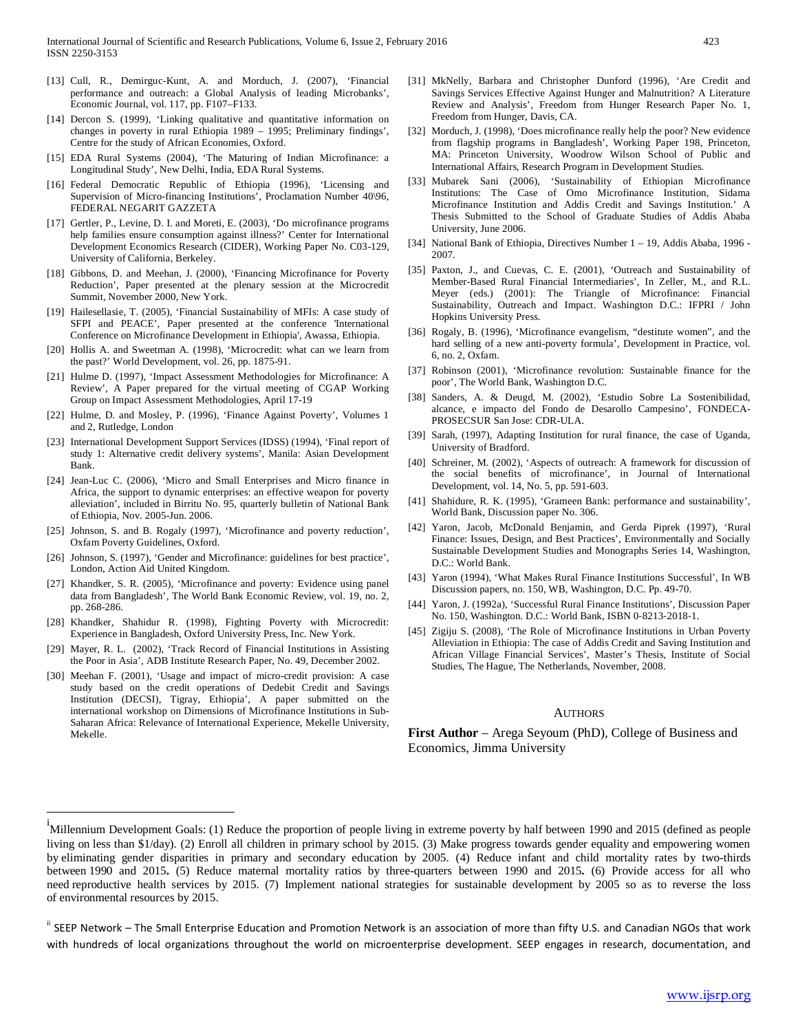[13] Cull, R., Demirguc-Kunt, A. and Morduch, J. (2007), 'Financial performance and outreach: a Global Analysis of leading Microbanks', Economic Journal, vol. 117, pp. F107–F133.

[14] Dercon S. (1999), 'Linking qualitative and quantitative information on changes in poverty in rural Ethiopia 1989 – 1995; Preliminary findings', Centre for the study of African Economies, Oxford.

[15] EDA Rural Systems (2004), 'The Maturing of Indian Microfinance: a Longitudinal Study', New Delhi, India, EDA Rural Systems.

[16] Federal Democratic Republic of Ethiopia (1996), 'Licensing and Supervision of Micro-financing Institutions', Proclamation Number 40\96, FEDERAL NEGARIT GAZZETA

[17] Gertler, P., Levine, D. I. and Moreti, E. (2003), 'Do microfinance programs help families ensure consumption against illness?' Center for International Development Economics Research (CIDER), Working Paper No. C03-129, University of California, Berkeley.

[18] Gibbons, D. and Meehan, J. (2000), 'Financing Microfinance for Poverty Reduction', Paper presented at the plenary session at the Microcredit Summit, November 2000, New York.

[19] Hailesellasie, T. (2005), 'Financial Sustainability of MFIs: A case study of SFPI and PEACE', Paper presented at the conference 'International Conference on Microfinance Development in Ethiopia', Awassa, Ethiopia.

[20] Hollis A. and Sweetman A. (1998), 'Microcredit: what can we learn from the past?' World Development, vol. 26, pp. 1875-91.

[21] Hulme D. (1997), 'Impact Assessment Methodologies for Microfinance: A Review', A Paper prepared for the virtual meeting of CGAP Working Group on Impact Assessment Methodologies, April 17-19

[22] Hulme, D. and Mosley, P. (1996), 'Finance Against Poverty', Volumes 1 and 2, Rutledge, London

[23] International Development Support Services (IDSS) (1994), 'Final report of study 1: Alternative credit delivery systems', Manila: Asian Development Bank.

[24] Jean-Luc C. (2006), 'Micro and Small Enterprises and Micro finance in Africa, the support to dynamic enterprises: an effective weapon for poverty alleviation', included in Birritu No. 95, quarterly bulletin of National Bank of Ethiopia, Nov. 2005-Jun. 2006.

[25] Johnson, S. and B. Rogaly (1997), 'Microfinance and poverty reduction', Oxfam Poverty Guidelines, Oxford.

[26] Johnson, S. (1997), 'Gender and Microfinance: guidelines for best practice', London, Action Aid United Kingdom.

[27] Khandker, S. R. (2005), 'Microfinance and poverty: Evidence using panel data from Bangladesh', The World Bank Economic Review, vol. 19, no. 2, pp. 268-286.

[28] Khandker, Shahidur R. (1998), Fighting Poverty with Microcredit: Experience in Bangladesh, Oxford University Press, Inc. New York.

[29] Mayer, R. L. (2002), 'Track Record of Financial Institutions in Assisting the Poor in Asia', ADB Institute Research Paper, No. 49, December 2002.

[30] Meehan F. (2001), 'Usage and impact of micro-credit provision: A case study based on the credit operations of Dedebit Credit and Savings Institution (DECSI), Tigray, Ethiopia', A paper submitted on the international workshop on Dimensions of Microfinance Institutions in Sub-Saharan Africa: Relevance of International Experience, Mekelle University, Mekelle.

[31] MkNelly, Barbara and Christopher Dunford (1996), 'Are Credit and Savings Services Effective Against Hunger and Malnutrition? A Literature Review and Analysis', Freedom from Hunger Research Paper No. 1, Freedom from Hunger, Davis, CA.

[32] Morduch, J. (1998), 'Does microfinance really help the poor? New evidence from flagship programs in Bangladesh', Working Paper 198, Princeton, MA: Princeton University, Woodrow Wilson School of Public and International Affairs, Research Program in Development Studies.

[33] Mubarek Sani (2006), 'Sustainability of Ethiopian Microfinance Institutions: The Case of Omo Microfinance Institution, Sidama Microfinance Institution and Addis Credit and Savings Institution.' A Thesis Submitted to the School of Graduate Studies of Addis Ababa University, June 2006.

[34] National Bank of Ethiopia, Directives Number 1 – 19, Addis Ababa, 1996 - 2007.

[35] Paxton, J., and Cuevas, C. E. (2001), 'Outreach and Sustainability of Member-Based Rural Financial Intermediaries', In Zeller, M., and R.L. Meyer (eds.) (2001): The Triangle of Microfinance: Financial Sustainability, Outreach and Impact. Washington D.C.: IFPRI / John Hopkins University Press.

[36] Rogaly, B. (1996), 'Microfinance evangelism, "destitute women", and the hard selling of a new anti-poverty formula', Development in Practice, vol. 6, no. 2, Oxfam.

[37] Robinson (2001), 'Microfinance revolution: Sustainable finance for the poor', The World Bank, Washington D.C.

[38] Sanders, A. & Deugd, M. (2002), 'Estudio Sobre La Sostenibilidad, alcance, e impacto del Fondo de Desarollo Campesino', FONDECA-PROSECSUR San Jose: CDR-ULA.

[39] Sarah, (1997), Adapting Institution for rural finance, the case of Uganda, University of Bradford.

[40] Schreiner, M. (2002), 'Aspects of outreach: A framework for discussion of the social benefits of microfinance', in Journal of International Development, vol. 14, No. 5, pp. 591-603.

[41] Shahidure, R. K. (1995), 'Grameen Bank: performance and sustainability', World Bank, Discussion paper No. 306.

[42] Yaron, Jacob, McDonald Benjamin, and Gerda Piprek (1997), 'Rural Finance: Issues, Design, and Best Practices', Environmentally and Socially Sustainable Development Studies and Monographs Series 14, Washington, D.C.: World Bank.

[43] Yaron (1994), 'What Makes Rural Finance Institutions Successful', In WB Discussion papers, no. 150, WB, Washington, D.C. Pp. 49-70.

[44] Yaron, J. (1992a), 'Successful Rural Finance Institutions', Discussion Paper No. 150, Washington. D.C.: World Bank, ISBN 0-8213-2018-1.

[45] Zigiju S. (2008), 'The Role of Microfinance Institutions in Urban Poverty Alleviation in Ethiopia: The case of Addis Credit and Saving Institution and African Village Financial Services', Master's Thesis, Institute of Social Studies, The Hague, The Netherlands, November, 2008.

## Authors

**First Author** – Arega Seyoum (PhD), College of Business and Economics, Jimma University

---

[i] Millennium Development Goals: (1) Reduce the proportion of people living in extreme poverty by half between 1990 and 2015 (defined as people living on less than $1/day). (2) Enroll all children in primary school by 2015. (3) Make progress towards gender equality and empowering women by eliminating gender disparities in primary and secondary education by 2005. (4) Reduce infant and child mortality rates by two-thirds between 1990 and 2015**.** (5) Reduce maternal mortality ratios by three-quarters between 1990 and 2015**.** (6) Provide access for all who need reproductive health services by 2015. (7) Implement national strategies for sustainable development by 2005 so as to reverse the loss of environmental resources by 2015.

[ii] SEEP Network – The Small Enterprise Education and Promotion Network is an association of more than fifty U.S. and Canadian NGOs that work with hundreds of local organizations throughout the world on microenterprise development. SEEP engages in research, documentation, and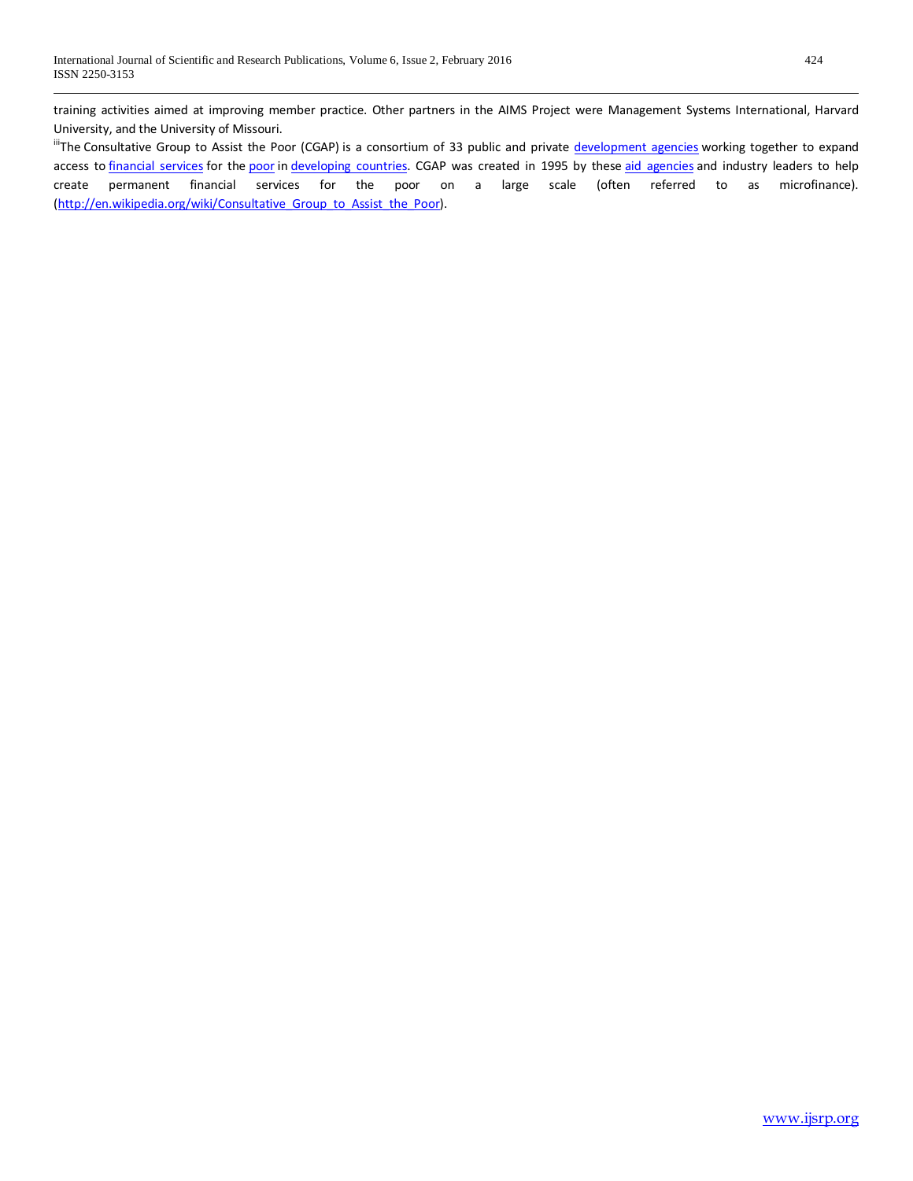training activities aimed at improving member practice. Other partners in the AIMS Project were Management Systems International, Harvard University, and the University of Missouri.

[iii]The Consultative Group to Assist the Poor (CGAP) is a consortium of 33 public and private development agencies working together to expand access to financial services for the poor in developing countries. CGAP was created in 1995 by these aid agencies and industry leaders to help create permanent financial services for the poor on a large scale (often referred to as microfinance). (http://en.wikipedia.org/wiki/Consultative_Group_to_Assist_the_Poor).